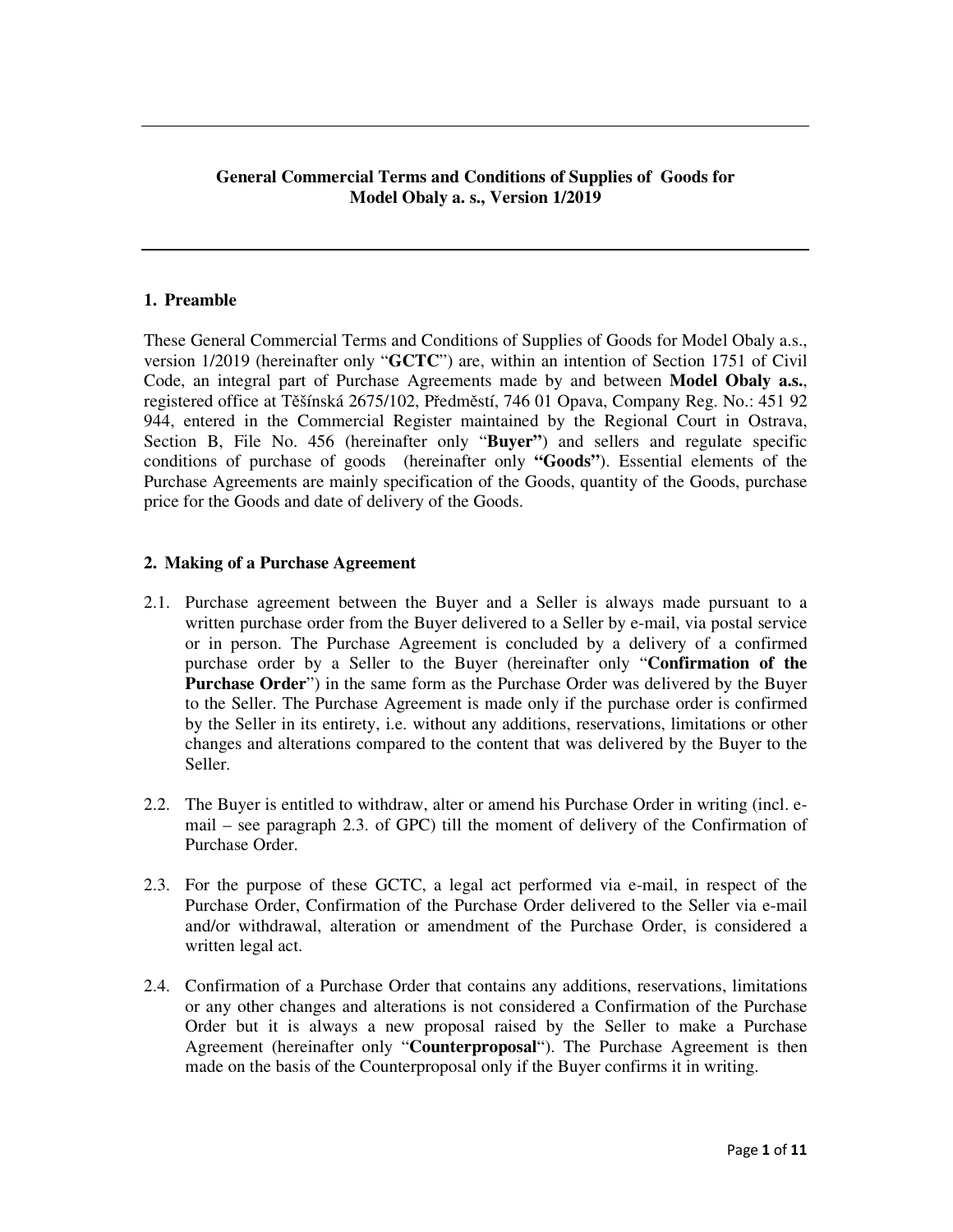# General Commercial Terms and Conditions of Supplies of Goods for Model Obaly a. s., Version 1/2019

## 1. Preamble

These General Commercial Terms and Conditions of Supplies of Goods for Model Obaly a.s., version 1/2019 (hereinafter only "**GCTC**") are, within an intention of Section 1751 of Civil Code, an integral part of Purchase Agreements made by and between **Model Obaly a.s.**, registered office at Těšínská 2675/102, Předměstí, 746 01 Opava, Company Reg. No.: 451 92 944, entered in the Commercial Register maintained by the Regional Court in Ostrava, Section B, File No. 456 (hereinafter only "**Buyer"**) and sellers and regulate specific conditions of purchase of goods (hereinafter only **"Goods"**). Essential elements of the Purchase Agreements are mainly specification of the Goods, quantity of the Goods, purchase price for the Goods and date of delivery of the Goods.

## 2. Making of a Purchase Agreement

2.1. Purchase agreement between the Buyer and a Seller is always made pursuant to a written purchase order from the Buyer delivered to a Seller by e-mail, via postal service or in person. The Purchase Agreement is concluded by a delivery of a confirmed purchase order by a Seller to the Buyer (hereinafter only "**Confirmation of the Purchase Order**") in the same form as the Purchase Order was delivered by the Buyer to the Seller. The Purchase Agreement is made only if the purchase order is confirmed by the Seller in its entirety, i.e. without any additions, reservations, limitations or other changes and alterations compared to the content that was delivered by the Buyer to the Seller.

2.2. The Buyer is entitled to withdraw, alter or amend his Purchase Order in writing (incl. e-mail – see paragraph 2.3. of GPC) till the moment of delivery of the Confirmation of Purchase Order.

2.3. For the purpose of these GCTC, a legal act performed via e-mail, in respect of the Purchase Order, Confirmation of the Purchase Order delivered to the Seller via e-mail and/or withdrawal, alteration or amendment of the Purchase Order, is considered a written legal act.

2.4. Confirmation of a Purchase Order that contains any additions, reservations, limitations or any other changes and alterations is not considered a Confirmation of the Purchase Order but it is always a new proposal raised by the Seller to make a Purchase Agreement (hereinafter only "**Counterproposal**"). The Purchase Agreement is then made on the basis of the Counterproposal only if the Buyer confirms it in writing.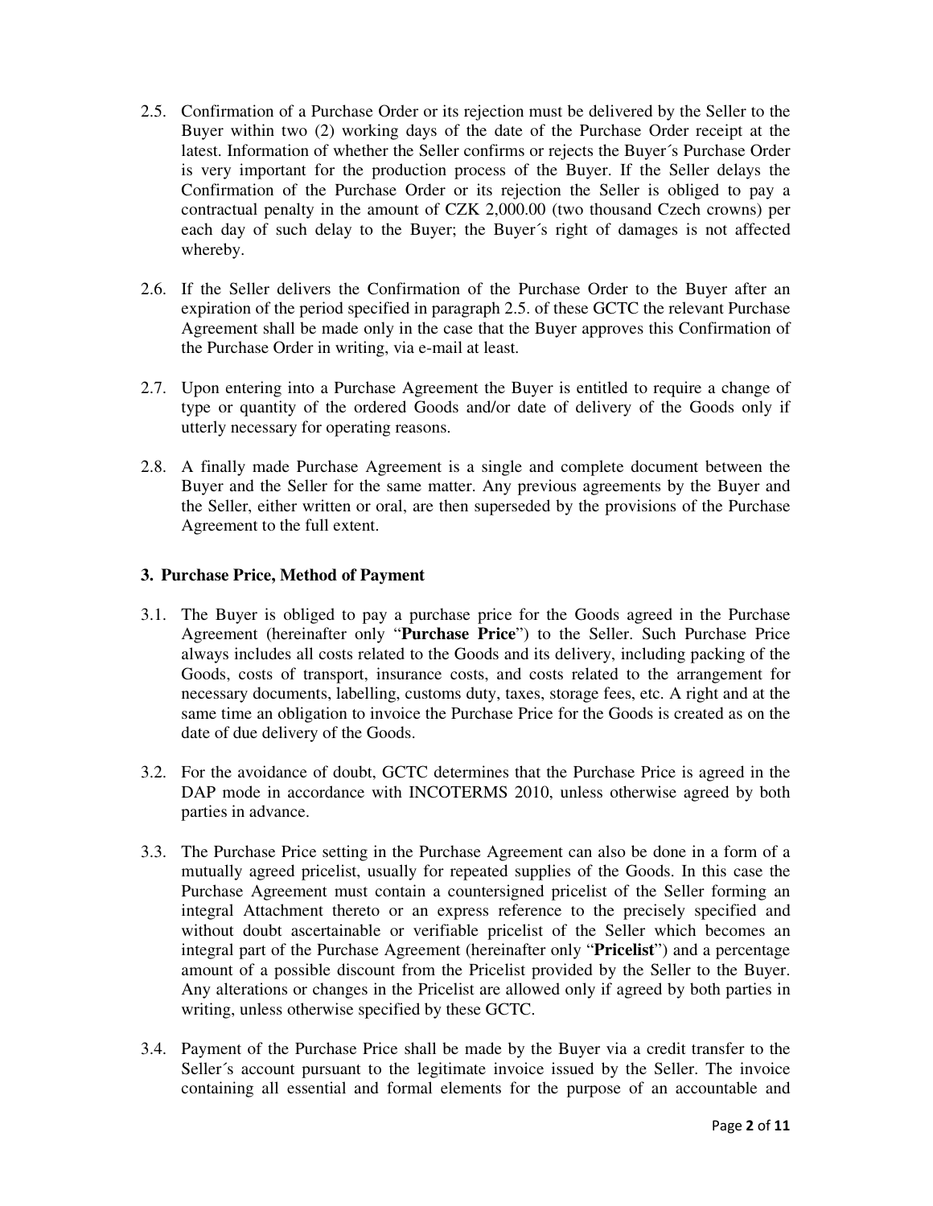2.5. Confirmation of a Purchase Order or its rejection must be delivered by the Seller to the Buyer within two (2) working days of the date of the Purchase Order receipt at the latest. Information of whether the Seller confirms or rejects the Buyer´s Purchase Order is very important for the production process of the Buyer. If the Seller delays the Confirmation of the Purchase Order or its rejection the Seller is obliged to pay a contractual penalty in the amount of CZK 2,000.00 (two thousand Czech crowns) per each day of such delay to the Buyer; the Buyer´s right of damages is not affected whereby.

2.6. If the Seller delivers the Confirmation of the Purchase Order to the Buyer after an expiration of the period specified in paragraph 2.5. of these GCTC the relevant Purchase Agreement shall be made only in the case that the Buyer approves this Confirmation of the Purchase Order in writing, via e-mail at least.

2.7. Upon entering into a Purchase Agreement the Buyer is entitled to require a change of type or quantity of the ordered Goods and/or date of delivery of the Goods only if utterly necessary for operating reasons.

2.8. A finally made Purchase Agreement is a single and complete document between the Buyer and the Seller for the same matter. Any previous agreements by the Buyer and the Seller, either written or oral, are then superseded by the provisions of the Purchase Agreement to the full extent.

## 3. Purchase Price, Method of Payment

3.1. The Buyer is obliged to pay a purchase price for the Goods agreed in the Purchase Agreement (hereinafter only "**Purchase Price**") to the Seller. Such Purchase Price always includes all costs related to the Goods and its delivery, including packing of the Goods, costs of transport, insurance costs, and costs related to the arrangement for necessary documents, labelling, customs duty, taxes, storage fees, etc. A right and at the same time an obligation to invoice the Purchase Price for the Goods is created as on the date of due delivery of the Goods.

3.2. For the avoidance of doubt, GCTC determines that the Purchase Price is agreed in the DAP mode in accordance with INCOTERMS 2010, unless otherwise agreed by both parties in advance.

3.3. The Purchase Price setting in the Purchase Agreement can also be done in a form of a mutually agreed pricelist, usually for repeated supplies of the Goods. In this case the Purchase Agreement must contain a countersigned pricelist of the Seller forming an integral Attachment thereto or an express reference to the precisely specified and without doubt ascertainable or verifiable pricelist of the Seller which becomes an integral part of the Purchase Agreement (hereinafter only "**Pricelist**") and a percentage amount of a possible discount from the Pricelist provided by the Seller to the Buyer. Any alterations or changes in the Pricelist are allowed only if agreed by both parties in writing, unless otherwise specified by these GCTC.

3.4. Payment of the Purchase Price shall be made by the Buyer via a credit transfer to the Seller´s account pursuant to the legitimate invoice issued by the Seller. The invoice containing all essential and formal elements for the purpose of an accountable and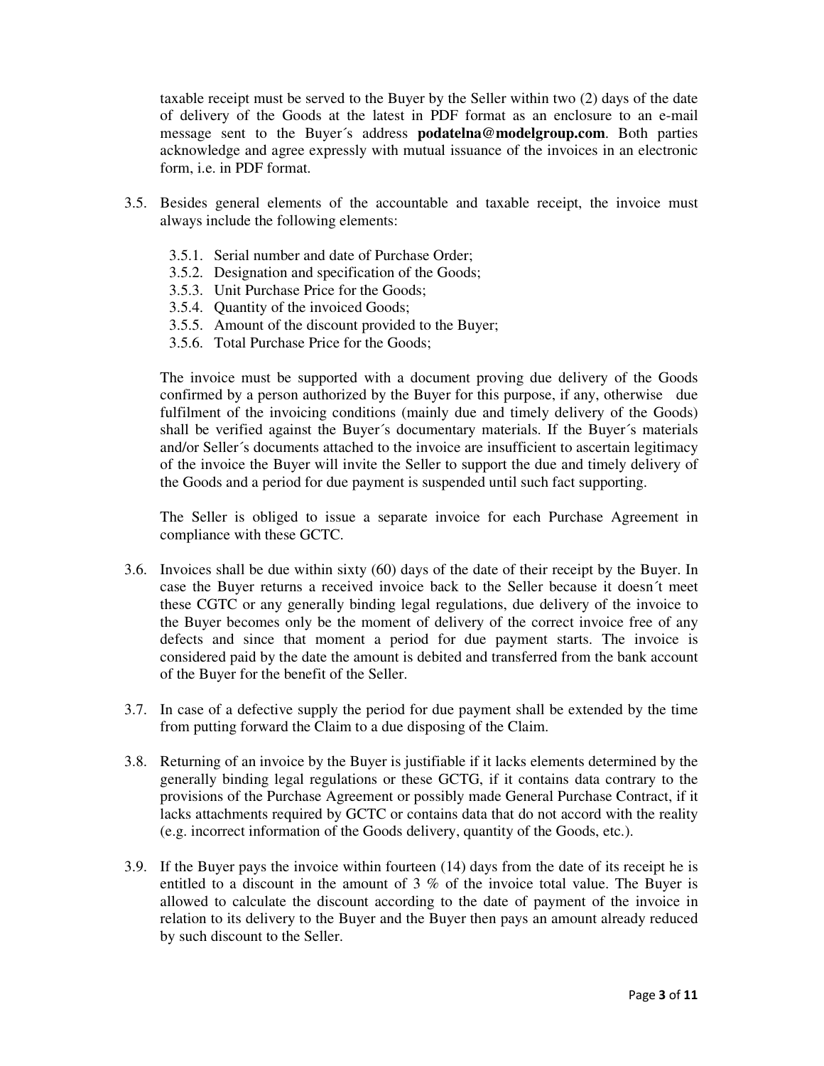taxable receipt must be served to the Buyer by the Seller within two (2) days of the date of delivery of the Goods at the latest in PDF format as an enclosure to an e-mail message sent to the Buyer´s address **podatelna@modelgroup.com**. Both parties acknowledge and agree expressly with mutual issuance of the invoices in an electronic form, i.e. in PDF format.

3.5. Besides general elements of the accountable and taxable receipt, the invoice must always include the following elements:

   3.5.1. Serial number and date of Purchase Order;
   3.5.2. Designation and specification of the Goods;
   3.5.3. Unit Purchase Price for the Goods;
   3.5.4. Quantity of the invoiced Goods;
   3.5.5. Amount of the discount provided to the Buyer;
   3.5.6. Total Purchase Price for the Goods;

   The invoice must be supported with a document proving due delivery of the Goods confirmed by a person authorized by the Buyer for this purpose, if any, otherwise due fulfilment of the invoicing conditions (mainly due and timely delivery of the Goods) shall be verified against the Buyer´s documentary materials. If the Buyer´s materials and/or Seller´s documents attached to the invoice are insufficient to ascertain legitimacy of the invoice the Buyer will invite the Seller to support the due and timely delivery of the Goods and a period for due payment is suspended until such fact supporting.

   The Seller is obliged to issue a separate invoice for each Purchase Agreement in compliance with these GCTC.

3.6. Invoices shall be due within sixty (60) days of the date of their receipt by the Buyer. In case the Buyer returns a received invoice back to the Seller because it doesn´t meet these CGTC or any generally binding legal regulations, due delivery of the invoice to the Buyer becomes only be the moment of delivery of the correct invoice free of any defects and since that moment a period for due payment starts. The invoice is considered paid by the date the amount is debited and transferred from the bank account of the Buyer for the benefit of the Seller.

3.7. In case of a defective supply the period for due payment shall be extended by the time from putting forward the Claim to a due disposing of the Claim.

3.8. Returning of an invoice by the Buyer is justifiable if it lacks elements determined by the generally binding legal regulations or these GCTG, if it contains data contrary to the provisions of the Purchase Agreement or possibly made General Purchase Contract, if it lacks attachments required by GCTC or contains data that do not accord with the reality (e.g. incorrect information of the Goods delivery, quantity of the Goods, etc.).

3.9. If the Buyer pays the invoice within fourteen (14) days from the date of its receipt he is entitled to a discount in the amount of 3 % of the invoice total value. The Buyer is allowed to calculate the discount according to the date of payment of the invoice in relation to its delivery to the Buyer and the Buyer then pays an amount already reduced by such discount to the Seller.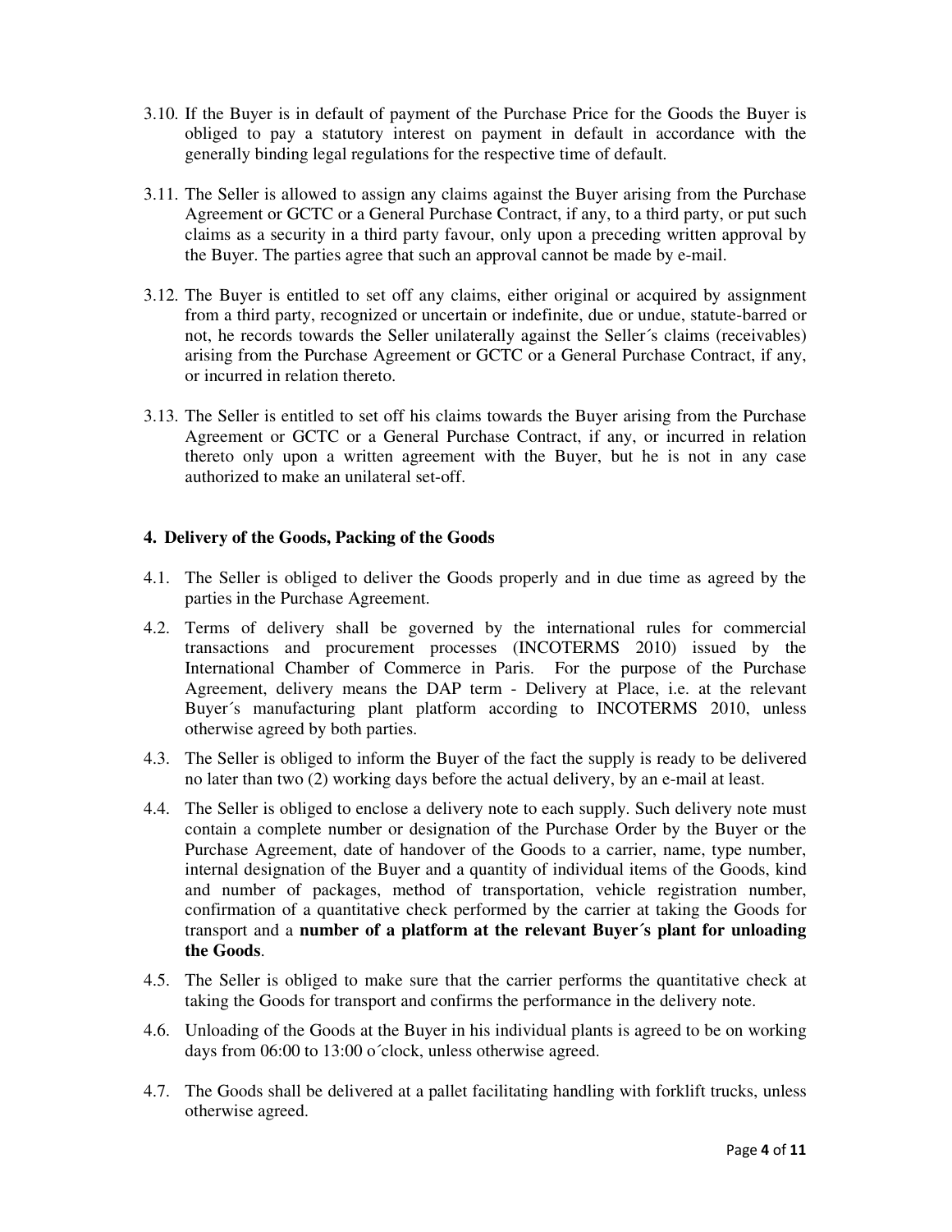3.10. If the Buyer is in default of payment of the Purchase Price for the Goods the Buyer is obliged to pay a statutory interest on payment in default in accordance with the generally binding legal regulations for the respective time of default.

3.11. The Seller is allowed to assign any claims against the Buyer arising from the Purchase Agreement or GCTC or a General Purchase Contract, if any, to a third party, or put such claims as a security in a third party favour, only upon a preceding written approval by the Buyer. The parties agree that such an approval cannot be made by e-mail.

3.12. The Buyer is entitled to set off any claims, either original or acquired by assignment from a third party, recognized or uncertain or indefinite, due or undue, statute-barred or not, he records towards the Seller unilaterally against the Seller´s claims (receivables) arising from the Purchase Agreement or GCTC or a General Purchase Contract, if any, or incurred in relation thereto.

3.13. The Seller is entitled to set off his claims towards the Buyer arising from the Purchase Agreement or GCTC or a General Purchase Contract, if any, or incurred in relation thereto only upon a written agreement with the Buyer, but he is not in any case authorized to make an unilateral set-off.

## 4. Delivery of the Goods, Packing of the Goods

4.1. The Seller is obliged to deliver the Goods properly and in due time as agreed by the parties in the Purchase Agreement.

4.2. Terms of delivery shall be governed by the international rules for commercial transactions and procurement processes (INCOTERMS 2010) issued by the International Chamber of Commerce in Paris. For the purpose of the Purchase Agreement, delivery means the DAP term - Delivery at Place, i.e. at the relevant Buyer´s manufacturing plant platform according to INCOTERMS 2010, unless otherwise agreed by both parties.

4.3. The Seller is obliged to inform the Buyer of the fact the supply is ready to be delivered no later than two (2) working days before the actual delivery, by an e-mail at least.

4.4. The Seller is obliged to enclose a delivery note to each supply. Such delivery note must contain a complete number or designation of the Purchase Order by the Buyer or the Purchase Agreement, date of handover of the Goods to a carrier, name, type number, internal designation of the Buyer and a quantity of individual items of the Goods, kind and number of packages, method of transportation, vehicle registration number, confirmation of a quantitative check performed by the carrier at taking the Goods for transport and a **number of a platform at the relevant Buyer´s plant for unloading the Goods**.

4.5. The Seller is obliged to make sure that the carrier performs the quantitative check at taking the Goods for transport and confirms the performance in the delivery note.

4.6. Unloading of the Goods at the Buyer in his individual plants is agreed to be on working days from 06:00 to 13:00 o´clock, unless otherwise agreed.

4.7. The Goods shall be delivered at a pallet facilitating handling with forklift trucks, unless otherwise agreed.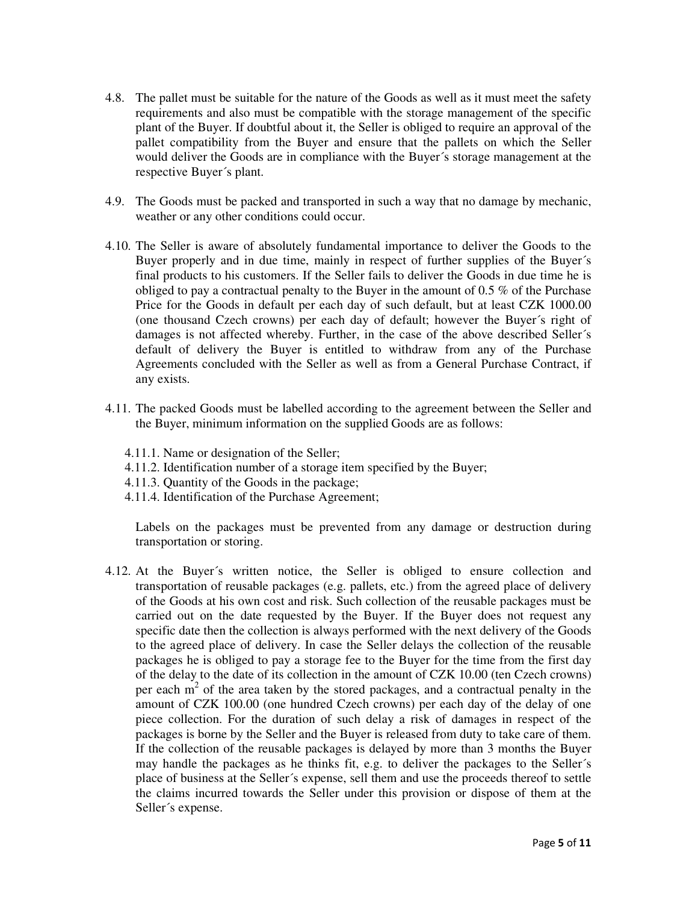4.8. The pallet must be suitable for the nature of the Goods as well as it must meet the safety requirements and also must be compatible with the storage management of the specific plant of the Buyer. If doubtful about it, the Seller is obliged to require an approval of the pallet compatibility from the Buyer and ensure that the pallets on which the Seller would deliver the Goods are in compliance with the Buyer´s storage management at the respective Buyer´s plant.

4.9. The Goods must be packed and transported in such a way that no damage by mechanic, weather or any other conditions could occur.

4.10. The Seller is aware of absolutely fundamental importance to deliver the Goods to the Buyer properly and in due time, mainly in respect of further supplies of the Buyer´s final products to his customers. If the Seller fails to deliver the Goods in due time he is obliged to pay a contractual penalty to the Buyer in the amount of 0.5 % of the Purchase Price for the Goods in default per each day of such default, but at least CZK 1000.00 (one thousand Czech crowns) per each day of default; however the Buyer´s right of damages is not affected whereby. Further, in the case of the above described Seller´s default of delivery the Buyer is entitled to withdraw from any of the Purchase Agreements concluded with the Seller as well as from a General Purchase Contract, if any exists.

4.11. The packed Goods must be labelled according to the agreement between the Seller and the Buyer, minimum information on the supplied Goods are as follows:

   4.11.1. Name or designation of the Seller;
   4.11.2. Identification number of a storage item specified by the Buyer;
   4.11.3. Quantity of the Goods in the package;
   4.11.4. Identification of the Purchase Agreement;

   Labels on the packages must be prevented from any damage or destruction during transportation or storing.

4.12. At the Buyer´s written notice, the Seller is obliged to ensure collection and transportation of reusable packages (e.g. pallets, etc.) from the agreed place of delivery of the Goods at his own cost and risk. Such collection of the reusable packages must be carried out on the date requested by the Buyer. If the Buyer does not request any specific date then the collection is always performed with the next delivery of the Goods to the agreed place of delivery. In case the Seller delays the collection of the reusable packages he is obliged to pay a storage fee to the Buyer for the time from the first day of the delay to the date of its collection in the amount of CZK 10.00 (ten Czech crowns) per each $m^2$ of the area taken by the stored packages, and a contractual penalty in the amount of CZK 100.00 (one hundred Czech crowns) per each day of the delay of one piece collection. For the duration of such delay a risk of damages in respect of the packages is borne by the Seller and the Buyer is released from duty to take care of them. If the collection of the reusable packages is delayed by more than 3 months the Buyer may handle the packages as he thinks fit, e.g. to deliver the packages to the Seller´s place of business at the Seller´s expense, sell them and use the proceeds thereof to settle the claims incurred towards the Seller under this provision or dispose of them at the Seller´s expense.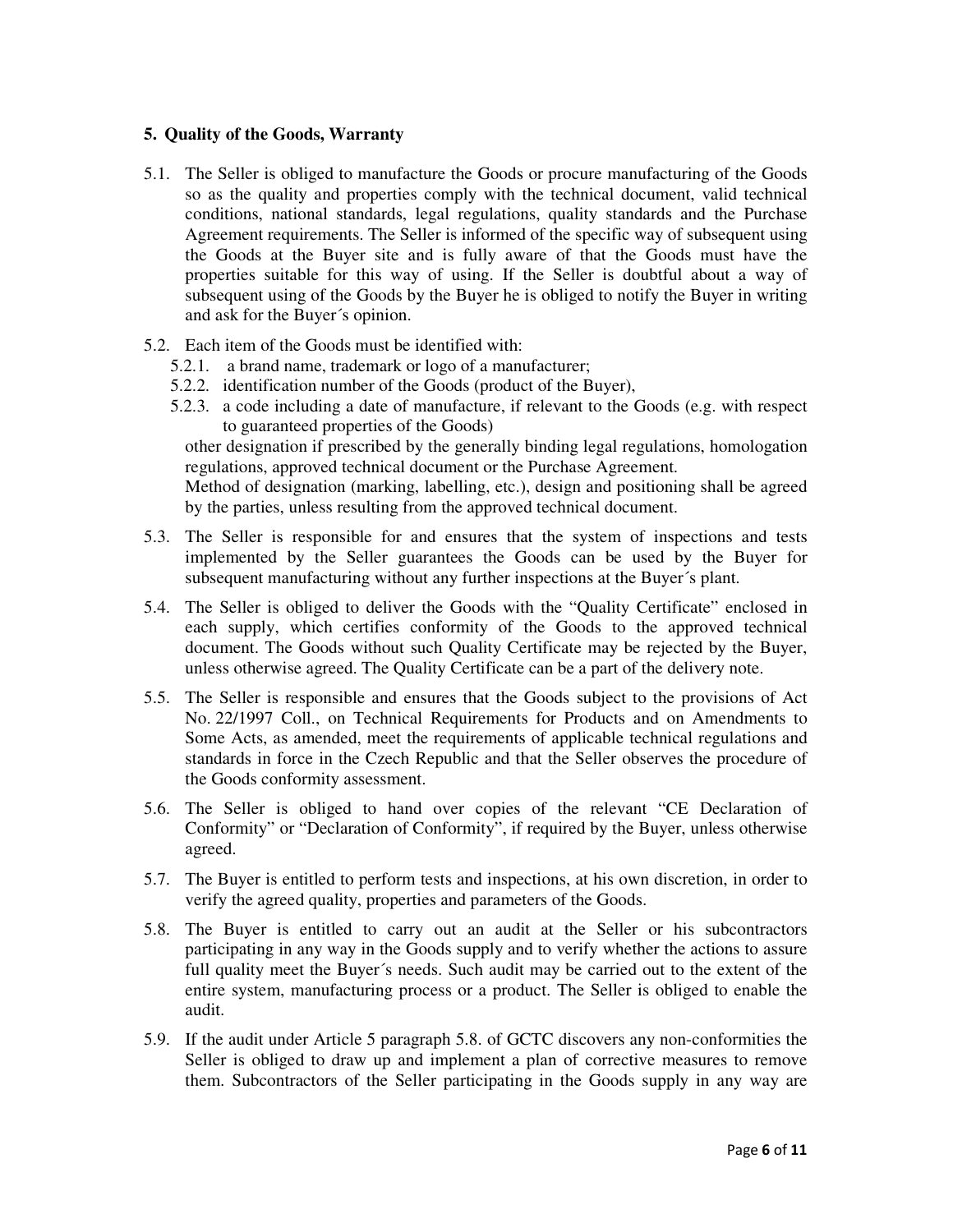## 5. Quality of the Goods, Warranty

5.1. The Seller is obliged to manufacture the Goods or procure manufacturing of the Goods so as the quality and properties comply with the technical document, valid technical conditions, national standards, legal regulations, quality standards and the Purchase Agreement requirements. The Seller is informed of the specific way of subsequent using the Goods at the Buyer site and is fully aware of that the Goods must have the properties suitable for this way of using. If the Seller is doubtful about a way of subsequent using of the Goods by the Buyer he is obliged to notify the Buyer in writing and ask for the Buyer´s opinion.

5.2. Each item of the Goods must be identified with:

- 5.2.1. a brand name, trademark or logo of a manufacturer;
- 5.2.2. identification number of the Goods (product of the Buyer),
- 5.2.3. a code including a date of manufacture, if relevant to the Goods (e.g. with respect to guaranteed properties of the Goods)

other designation if prescribed by the generally binding legal regulations, homologation regulations, approved technical document or the Purchase Agreement.

Method of designation (marking, labelling, etc.), design and positioning shall be agreed by the parties, unless resulting from the approved technical document.

5.3. The Seller is responsible for and ensures that the system of inspections and tests implemented by the Seller guarantees the Goods can be used by the Buyer for subsequent manufacturing without any further inspections at the Buyer´s plant.

5.4. The Seller is obliged to deliver the Goods with the "Quality Certificate" enclosed in each supply, which certifies conformity of the Goods to the approved technical document. The Goods without such Quality Certificate may be rejected by the Buyer, unless otherwise agreed. The Quality Certificate can be a part of the delivery note.

5.5. The Seller is responsible and ensures that the Goods subject to the provisions of Act No. 22/1997 Coll., on Technical Requirements for Products and on Amendments to Some Acts, as amended, meet the requirements of applicable technical regulations and standards in force in the Czech Republic and that the Seller observes the procedure of the Goods conformity assessment.

5.6. The Seller is obliged to hand over copies of the relevant "CE Declaration of Conformity" or "Declaration of Conformity", if required by the Buyer, unless otherwise agreed.

5.7. The Buyer is entitled to perform tests and inspections, at his own discretion, in order to verify the agreed quality, properties and parameters of the Goods.

5.8. The Buyer is entitled to carry out an audit at the Seller or his subcontractors participating in any way in the Goods supply and to verify whether the actions to assure full quality meet the Buyer´s needs. Such audit may be carried out to the extent of the entire system, manufacturing process or a product. The Seller is obliged to enable the audit.

5.9. If the audit under Article 5 paragraph 5.8. of GCTC discovers any non-conformities the Seller is obliged to draw up and implement a plan of corrective measures to remove them. Subcontractors of the Seller participating in the Goods supply in any way are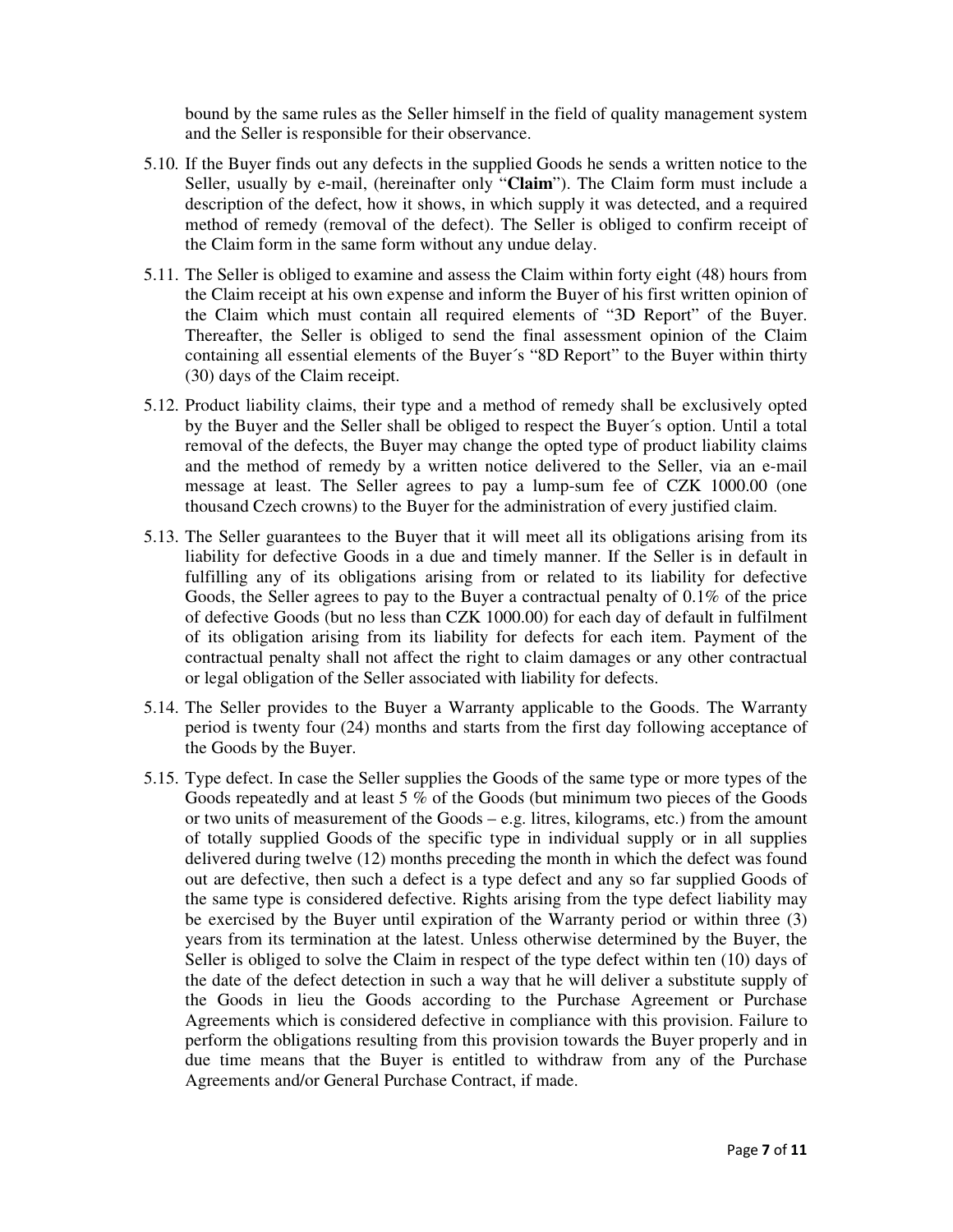bound by the same rules as the Seller himself in the field of quality management system and the Seller is responsible for their observance.

5.10. If the Buyer finds out any defects in the supplied Goods he sends a written notice to the Seller, usually by e-mail, (hereinafter only "**Claim**"). The Claim form must include a description of the defect, how it shows, in which supply it was detected, and a required method of remedy (removal of the defect). The Seller is obliged to confirm receipt of the Claim form in the same form without any undue delay.

5.11. The Seller is obliged to examine and assess the Claim within forty eight (48) hours from the Claim receipt at his own expense and inform the Buyer of his first written opinion of the Claim which must contain all required elements of "3D Report" of the Buyer. Thereafter, the Seller is obliged to send the final assessment opinion of the Claim containing all essential elements of the Buyer´s "8D Report" to the Buyer within thirty (30) days of the Claim receipt.

5.12. Product liability claims, their type and a method of remedy shall be exclusively opted by the Buyer and the Seller shall be obliged to respect the Buyer´s option. Until a total removal of the defects, the Buyer may change the opted type of product liability claims and the method of remedy by a written notice delivered to the Seller, via an e-mail message at least. The Seller agrees to pay a lump-sum fee of CZK 1000.00 (one thousand Czech crowns) to the Buyer for the administration of every justified claim.

5.13. The Seller guarantees to the Buyer that it will meet all its obligations arising from its liability for defective Goods in a due and timely manner. If the Seller is in default in fulfilling any of its obligations arising from or related to its liability for defective Goods, the Seller agrees to pay to the Buyer a contractual penalty of 0.1% of the price of defective Goods (but no less than CZK 1000.00) for each day of default in fulfilment of its obligation arising from its liability for defects for each item. Payment of the contractual penalty shall not affect the right to claim damages or any other contractual or legal obligation of the Seller associated with liability for defects.

5.14. The Seller provides to the Buyer a Warranty applicable to the Goods. The Warranty period is twenty four (24) months and starts from the first day following acceptance of the Goods by the Buyer.

5.15. Type defect. In case the Seller supplies the Goods of the same type or more types of the Goods repeatedly and at least 5 % of the Goods (but minimum two pieces of the Goods or two units of measurement of the Goods – e.g. litres, kilograms, etc.) from the amount of totally supplied Goods of the specific type in individual supply or in all supplies delivered during twelve (12) months preceding the month in which the defect was found out are defective, then such a defect is a type defect and any so far supplied Goods of the same type is considered defective. Rights arising from the type defect liability may be exercised by the Buyer until expiration of the Warranty period or within three (3) years from its termination at the latest. Unless otherwise determined by the Buyer, the Seller is obliged to solve the Claim in respect of the type defect within ten (10) days of the date of the defect detection in such a way that he will deliver a substitute supply of the Goods in lieu the Goods according to the Purchase Agreement or Purchase Agreements which is considered defective in compliance with this provision. Failure to perform the obligations resulting from this provision towards the Buyer properly and in due time means that the Buyer is entitled to withdraw from any of the Purchase Agreements and/or General Purchase Contract, if made.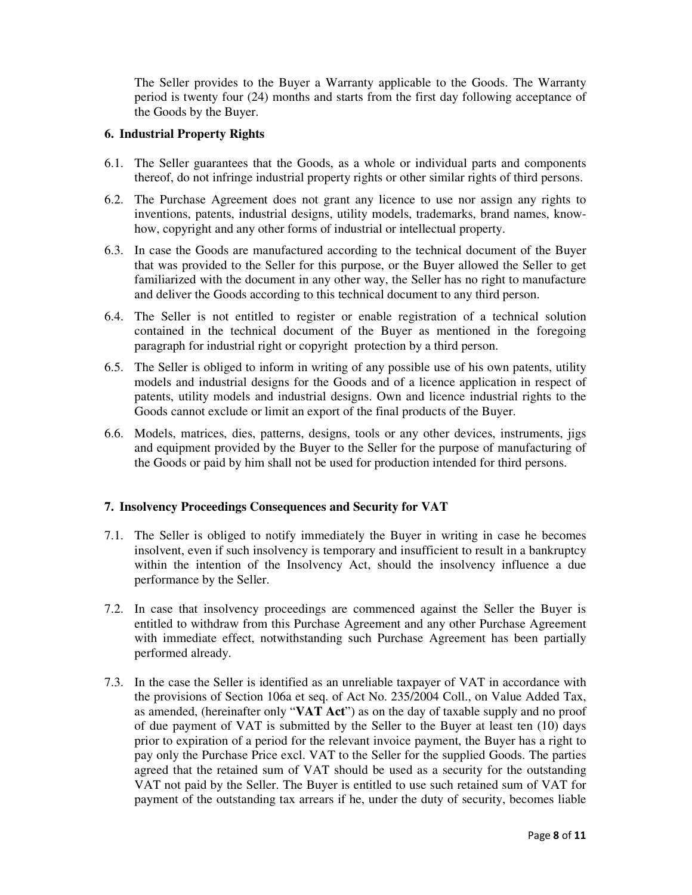The Seller provides to the Buyer a Warranty applicable to the Goods. The Warranty period is twenty four (24) months and starts from the first day following acceptance of the Goods by the Buyer.

## 6. Industrial Property Rights

6.1. The Seller guarantees that the Goods, as a whole or individual parts and components thereof, do not infringe industrial property rights or other similar rights of third persons.

6.2. The Purchase Agreement does not grant any licence to use nor assign any rights to inventions, patents, industrial designs, utility models, trademarks, brand names, know-how, copyright and any other forms of industrial or intellectual property.

6.3. In case the Goods are manufactured according to the technical document of the Buyer that was provided to the Seller for this purpose, or the Buyer allowed the Seller to get familiarized with the document in any other way, the Seller has no right to manufacture and deliver the Goods according to this technical document to any third person.

6.4. The Seller is not entitled to register or enable registration of a technical solution contained in the technical document of the Buyer as mentioned in the foregoing paragraph for industrial right or copyright protection by a third person.

6.5. The Seller is obliged to inform in writing of any possible use of his own patents, utility models and industrial designs for the Goods and of a licence application in respect of patents, utility models and industrial designs. Own and licence industrial rights to the Goods cannot exclude or limit an export of the final products of the Buyer.

6.6. Models, matrices, dies, patterns, designs, tools or any other devices, instruments, jigs and equipment provided by the Buyer to the Seller for the purpose of manufacturing of the Goods or paid by him shall not be used for production intended for third persons.

## 7. Insolvency Proceedings Consequences and Security for VAT

7.1. The Seller is obliged to notify immediately the Buyer in writing in case he becomes insolvent, even if such insolvency is temporary and insufficient to result in a bankruptcy within the intention of the Insolvency Act, should the insolvency influence a due performance by the Seller.

7.2. In case that insolvency proceedings are commenced against the Seller the Buyer is entitled to withdraw from this Purchase Agreement and any other Purchase Agreement with immediate effect, notwithstanding such Purchase Agreement has been partially performed already.

7.3. In the case the Seller is identified as an unreliable taxpayer of VAT in accordance with the provisions of Section 106a et seq. of Act No. 235/2004 Coll., on Value Added Tax, as amended, (hereinafter only "**VAT Act**") as on the day of taxable supply and no proof of due payment of VAT is submitted by the Seller to the Buyer at least ten (10) days prior to expiration of a period for the relevant invoice payment, the Buyer has a right to pay only the Purchase Price excl. VAT to the Seller for the supplied Goods. The parties agreed that the retained sum of VAT should be used as a security for the outstanding VAT not paid by the Seller. The Buyer is entitled to use such retained sum of VAT for payment of the outstanding tax arrears if he, under the duty of security, becomes liable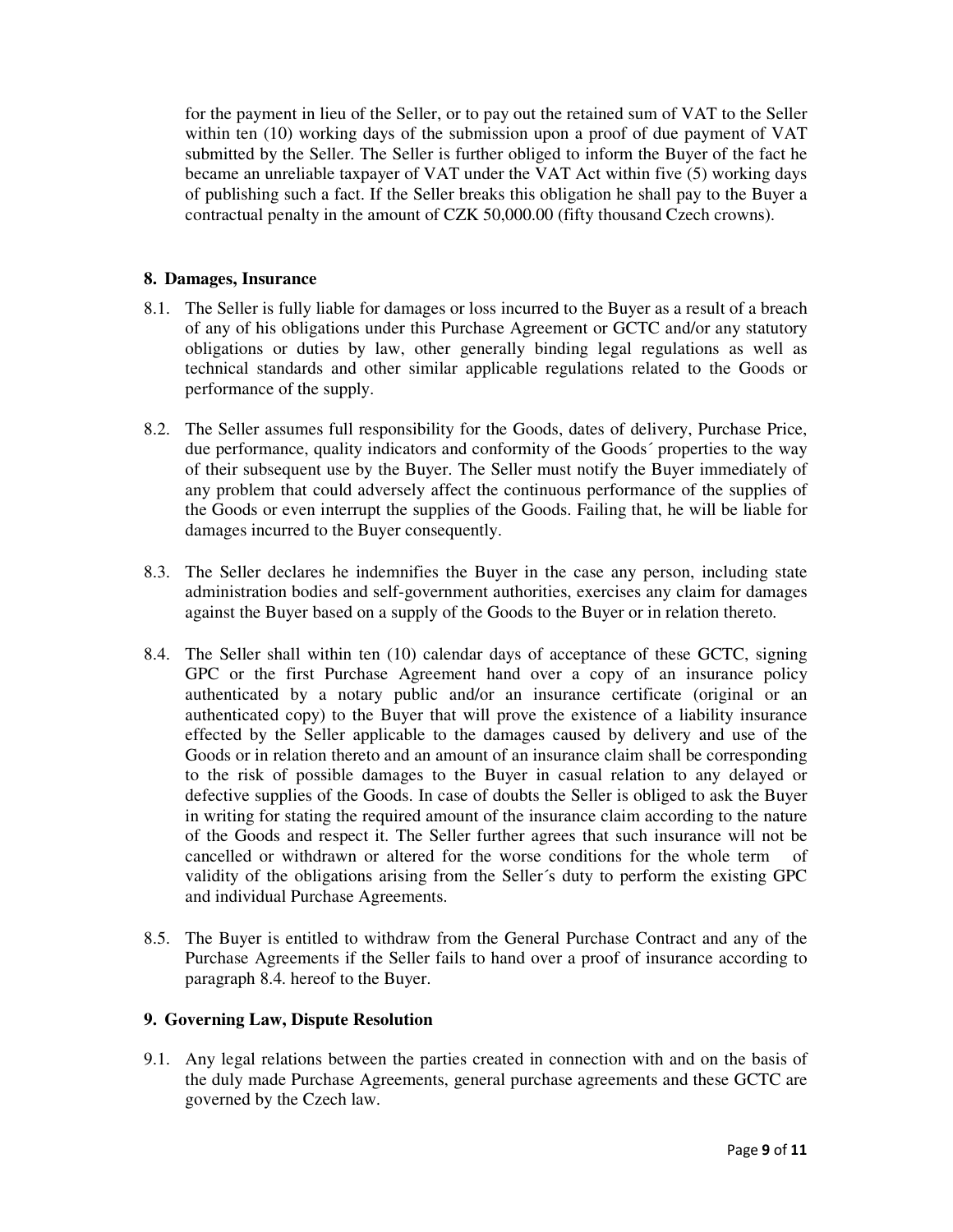for the payment in lieu of the Seller, or to pay out the retained sum of VAT to the Seller within ten (10) working days of the submission upon a proof of due payment of VAT submitted by the Seller. The Seller is further obliged to inform the Buyer of the fact he became an unreliable taxpayer of VAT under the VAT Act within five (5) working days of publishing such a fact. If the Seller breaks this obligation he shall pay to the Buyer a contractual penalty in the amount of CZK 50,000.00 (fifty thousand Czech crowns).

**8. Damages, Insurance**

8.1. The Seller is fully liable for damages or loss incurred to the Buyer as a result of a breach of any of his obligations under this Purchase Agreement or GCTC and/or any statutory obligations or duties by law, other generally binding legal regulations as well as technical standards and other similar applicable regulations related to the Goods or performance of the supply.

8.2. The Seller assumes full responsibility for the Goods, dates of delivery, Purchase Price, due performance, quality indicators and conformity of the Goods´ properties to the way of their subsequent use by the Buyer. The Seller must notify the Buyer immediately of any problem that could adversely affect the continuous performance of the supplies of the Goods or even interrupt the supplies of the Goods. Failing that, he will be liable for damages incurred to the Buyer consequently.

8.3. The Seller declares he indemnifies the Buyer in the case any person, including state administration bodies and self-government authorities, exercises any claim for damages against the Buyer based on a supply of the Goods to the Buyer or in relation thereto.

8.4. The Seller shall within ten (10) calendar days of acceptance of these GCTC, signing GPC or the first Purchase Agreement hand over a copy of an insurance policy authenticated by a notary public and/or an insurance certificate (original or an authenticated copy) to the Buyer that will prove the existence of a liability insurance effected by the Seller applicable to the damages caused by delivery and use of the Goods or in relation thereto and an amount of an insurance claim shall be corresponding to the risk of possible damages to the Buyer in casual relation to any delayed or defective supplies of the Goods. In case of doubts the Seller is obliged to ask the Buyer in writing for stating the required amount of the insurance claim according to the nature of the Goods and respect it. The Seller further agrees that such insurance will not be cancelled or withdrawn or altered for the worse conditions for the whole term of validity of the obligations arising from the Seller´s duty to perform the existing GPC and individual Purchase Agreements.

8.5. The Buyer is entitled to withdraw from the General Purchase Contract and any of the Purchase Agreements if the Seller fails to hand over a proof of insurance according to paragraph 8.4. hereof to the Buyer.

**9. Governing Law, Dispute Resolution**

9.1. Any legal relations between the parties created in connection with and on the basis of the duly made Purchase Agreements, general purchase agreements and these GCTC are governed by the Czech law.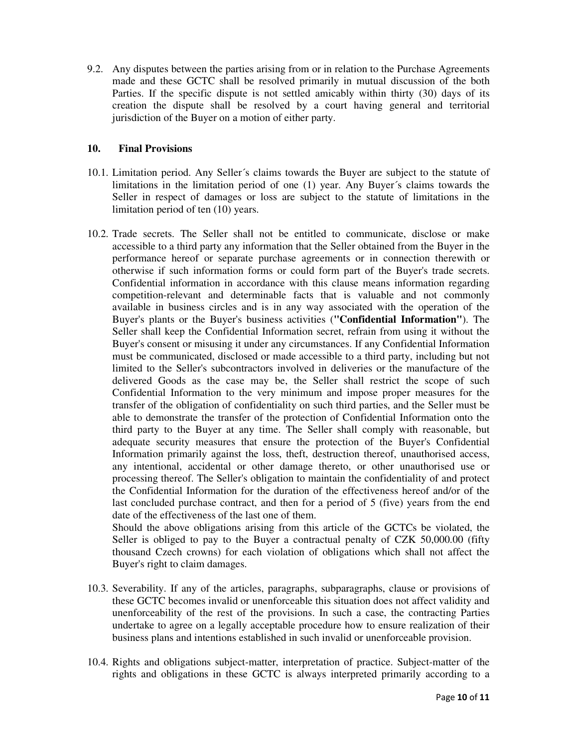9.2. Any disputes between the parties arising from or in relation to the Purchase Agreements made and these GCTC shall be resolved primarily in mutual discussion of the both Parties. If the specific dispute is not settled amicably within thirty (30) days of its creation the dispute shall be resolved by a court having general and territorial jurisdiction of the Buyer on a motion of either party.

## 10. Final Provisions

10.1. Limitation period. Any Seller´s claims towards the Buyer are subject to the statute of limitations in the limitation period of one (1) year. Any Buyer´s claims towards the Seller in respect of damages or loss are subject to the statute of limitations in the limitation period of ten (10) years.

10.2. Trade secrets. The Seller shall not be entitled to communicate, disclose or make accessible to a third party any information that the Seller obtained from the Buyer in the performance hereof or separate purchase agreements or in connection therewith or otherwise if such information forms or could form part of the Buyer's trade secrets. Confidential information in accordance with this clause means information regarding competition-relevant and determinable facts that is valuable and not commonly available in business circles and is in any way associated with the operation of the Buyer's plants or the Buyer's business activities (**"Confidential Information"**). The Seller shall keep the Confidential Information secret, refrain from using it without the Buyer's consent or misusing it under any circumstances. If any Confidential Information must be communicated, disclosed or made accessible to a third party, including but not limited to the Seller's subcontractors involved in deliveries or the manufacture of the delivered Goods as the case may be, the Seller shall restrict the scope of such Confidential Information to the very minimum and impose proper measures for the transfer of the obligation of confidentiality on such third parties, and the Seller must be able to demonstrate the transfer of the protection of Confidential Information onto the third party to the Buyer at any time. The Seller shall comply with reasonable, but adequate security measures that ensure the protection of the Buyer's Confidential Information primarily against the loss, theft, destruction thereof, unauthorised access, any intentional, accidental or other damage thereto, or other unauthorised use or processing thereof. The Seller's obligation to maintain the confidentiality of and protect the Confidential Information for the duration of the effectiveness hereof and/or of the last concluded purchase contract, and then for a period of 5 (five) years from the end date of the effectiveness of the last one of them.
Should the above obligations arising from this article of the GCTCs be violated, the Seller is obliged to pay to the Buyer a contractual penalty of CZK 50,000.00 (fifty thousand Czech crowns) for each violation of obligations which shall not affect the Buyer's right to claim damages.

10.3. Severability. If any of the articles, paragraphs, subparagraphs, clause or provisions of these GCTC becomes invalid or unenforceable this situation does not affect validity and unenforceability of the rest of the provisions. In such a case, the contracting Parties undertake to agree on a legally acceptable procedure how to ensure realization of their business plans and intentions established in such invalid or unenforceable provision.

10.4. Rights and obligations subject-matter, interpretation of practice. Subject-matter of the rights and obligations in these GCTC is always interpreted primarily according to a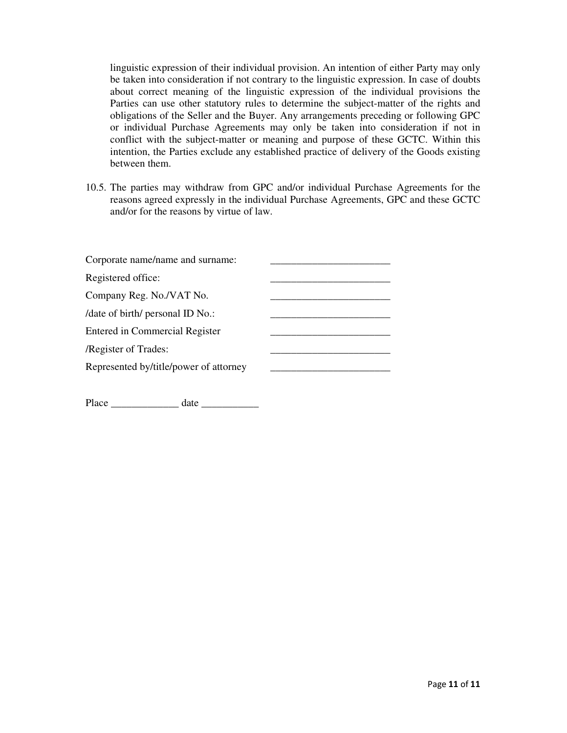linguistic expression of their individual provision. An intention of either Party may only be taken into consideration if not contrary to the linguistic expression. In case of doubts about correct meaning of the linguistic expression of the individual provisions the Parties can use other statutory rules to determine the subject-matter of the rights and obligations of the Seller and the Buyer. Any arrangements preceding or following GPC or individual Purchase Agreements may only be taken into consideration if not in conflict with the subject-matter or meaning and purpose of these GCTC. Within this intention, the Parties exclude any established practice of delivery of the Goods existing between them.

10.5. The parties may withdraw from GPC and/or individual Purchase Agreements for the reasons agreed expressly in the individual Purchase Agreements, GPC and these GCTC and/or for the reasons by virtue of law.

Corporate name/name and surname: _______________________

Registered office: _______________________

Company Reg. No./VAT No. _______________________

/date of birth/ personal ID No.: _______________________

Entered in Commercial Register _______________________

/Register of Trades: _______________________

Represented by/title/power of attorney _______________________

Place _____________ date ___________